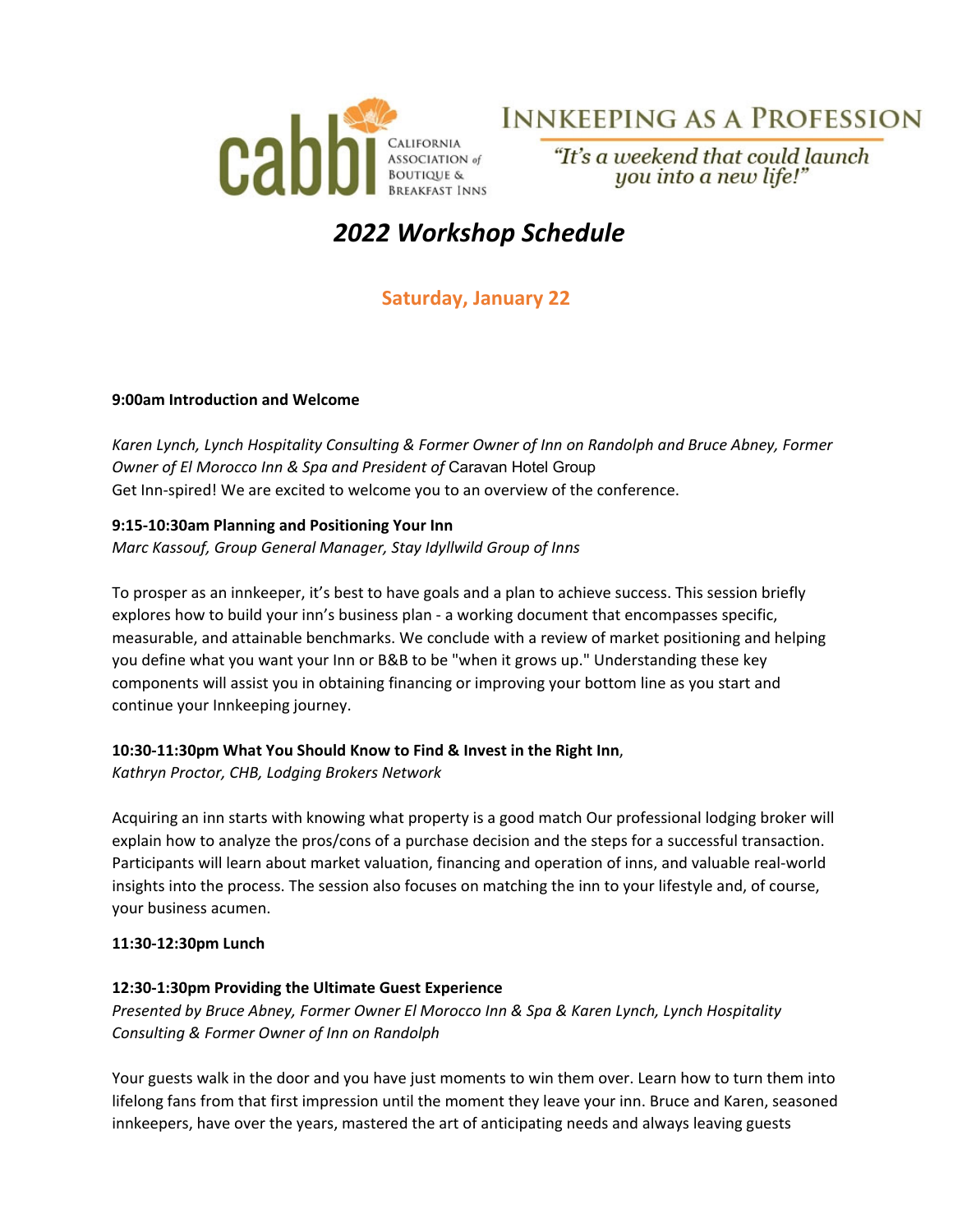cabbi California Association *of* Boutique & Breakfast Inns

# Innkeeping as a Profession

*"It's a weekend that could launch you into a new life!"*

## *2022 Workshop Schedule*

### Saturday, January 22

**9:00am Introduction and Welcome**

*Karen Lynch, Lynch Hospitality Consulting & Former Owner of Inn on Randolph and Bruce Abney, Former Owner of El Morocco Inn & Spa and President of* Caravan Hotel Group
Get Inn-spired! We are excited to welcome you to an overview of the conference.

**9:15-10:30am Planning and Positioning Your Inn**
*Marc Kassouf, Group General Manager, Stay Idyllwild Group of Inns*

To prosper as an innkeeper, it's best to have goals and a plan to achieve success. This session briefly explores how to build your inn's business plan - a working document that encompasses specific, measurable, and attainable benchmarks. We conclude with a review of market positioning and helping you define what you want your Inn or B&B to be "when it grows up." Understanding these key components will assist you in obtaining financing or improving your bottom line as you start and continue your Innkeeping journey.

**10:30-11:30pm What You Should Know to Find & Invest in the Right Inn**,
*Kathryn Proctor, CHB, Lodging Brokers Network*

Acquiring an inn starts with knowing what property is a good match Our professional lodging broker will explain how to analyze the pros/cons of a purchase decision and the steps for a successful transaction. Participants will learn about market valuation, financing and operation of inns, and valuable real-world insights into the process. The session also focuses on matching the inn to your lifestyle and, of course, your business acumen.

**11:30-12:30pm Lunch**

**12:30-1:30pm Providing the Ultimate Guest Experience**
*Presented by Bruce Abney, Former Owner El Morocco Inn & Spa & Karen Lynch, Lynch Hospitality Consulting & Former Owner of Inn on Randolph*

Your guests walk in the door and you have just moments to win them over. Learn how to turn them into lifelong fans from that first impression until the moment they leave your inn. Bruce and Karen, seasoned innkeepers, have over the years, mastered the art of anticipating needs and always leaving guests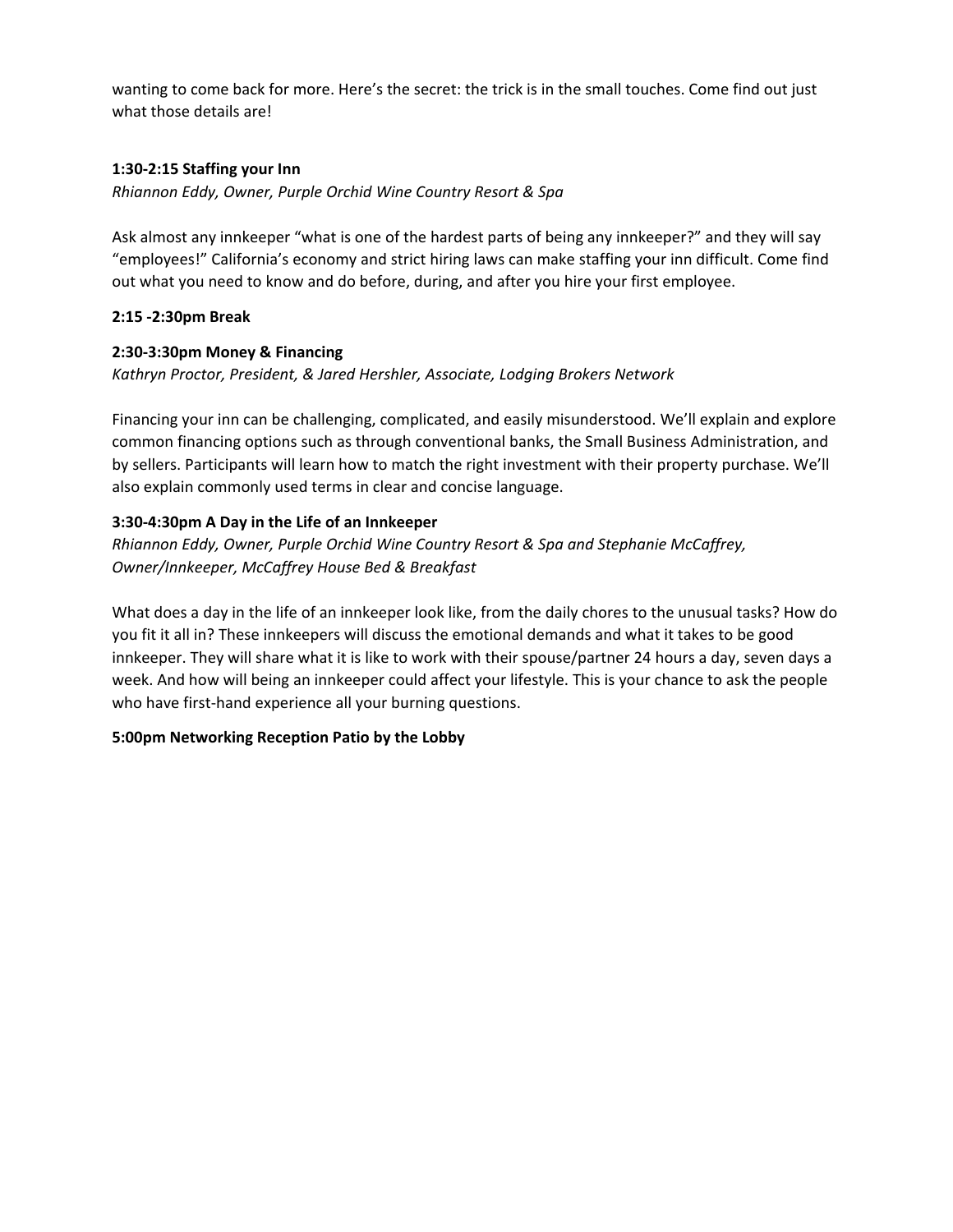wanting to come back for more. Here's the secret: the trick is in the small touches. Come find out just what those details are!

**1:30-2:15 Staffing your Inn**

*Rhiannon Eddy, Owner, Purple Orchid Wine Country Resort & Spa*

Ask almost any innkeeper "what is one of the hardest parts of being any innkeeper?" and they will say "employees!" California's economy and strict hiring laws can make staffing your inn difficult. Come find out what you need to know and do before, during, and after you hire your first employee.

**2:15 -2:30pm Break**

**2:30-3:30pm Money & Financing**

*Kathryn Proctor, President, & Jared Hershler, Associate, Lodging Brokers Network*

Financing your inn can be challenging, complicated, and easily misunderstood. We'll explain and explore common financing options such as through conventional banks, the Small Business Administration, and by sellers. Participants will learn how to match the right investment with their property purchase. We'll also explain commonly used terms in clear and concise language.

**3:30-4:30pm A Day in the Life of an Innkeeper**

*Rhiannon Eddy, Owner, Purple Orchid Wine Country Resort & Spa and Stephanie McCaffrey, Owner/Innkeeper, McCaffrey House Bed & Breakfast*

What does a day in the life of an innkeeper look like, from the daily chores to the unusual tasks? How do you fit it all in? These innkeepers will discuss the emotional demands and what it takes to be good innkeeper. They will share what it is like to work with their spouse/partner 24 hours a day, seven days a week. And how will being an innkeeper could affect your lifestyle. This is your chance to ask the people who have first-hand experience all your burning questions.

**5:00pm Networking Reception Patio by the Lobby**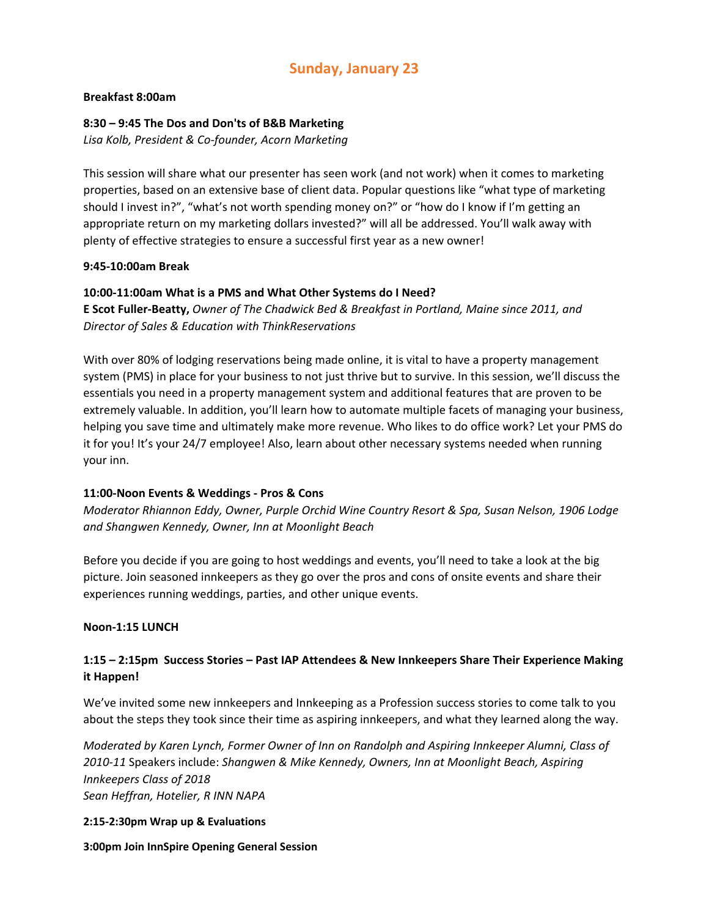## Sunday, January 23

**Breakfast 8:00am**

**8:30 – 9:45 The Dos and Don'ts of B&B Marketing**
*Lisa Kolb, President & Co-founder, Acorn Marketing*

This session will share what our presenter has seen work (and not work) when it comes to marketing properties, based on an extensive base of client data. Popular questions like "what type of marketing should I invest in?", "what's not worth spending money on?" or "how do I know if I'm getting an appropriate return on my marketing dollars invested?" will all be addressed. You'll walk away with plenty of effective strategies to ensure a successful first year as a new owner!

**9:45-10:00am Break**

**10:00-11:00am What is a PMS and What Other Systems do I Need?**
**E Scot Fuller-Beatty,** *Owner of The Chadwick Bed & Breakfast in Portland, Maine since 2011, and Director of Sales & Education with ThinkReservations*

With over 80% of lodging reservations being made online, it is vital to have a property management system (PMS) in place for your business to not just thrive but to survive. In this session, we'll discuss the essentials you need in a property management system and additional features that are proven to be extremely valuable. In addition, you'll learn how to automate multiple facets of managing your business, helping you save time and ultimately make more revenue. Who likes to do office work? Let your PMS do it for you! It's your 24/7 employee! Also, learn about other necessary systems needed when running your inn.

**11:00-Noon Events & Weddings - Pros & Cons**
*Moderator Rhiannon Eddy, Owner, Purple Orchid Wine Country Resort & Spa, Susan Nelson, 1906 Lodge and Shangwen Kennedy, Owner, Inn at Moonlight Beach*

Before you decide if you are going to host weddings and events, you'll need to take a look at the big picture. Join seasoned innkeepers as they go over the pros and cons of onsite events and share their experiences running weddings, parties, and other unique events.

**Noon-1:15 LUNCH**

**1:15 – 2:15pm Success Stories – Past IAP Attendees & New Innkeepers Share Their Experience Making it Happen!**

We've invited some new innkeepers and Innkeeping as a Profession success stories to come talk to you about the steps they took since their time as aspiring innkeepers, and what they learned along the way.

*Moderated by Karen Lynch, Former Owner of Inn on Randolph and Aspiring Innkeeper Alumni, Class of 2010-11* Speakers include: *Shangwen & Mike Kennedy, Owners, Inn at Moonlight Beach, Aspiring Innkeepers Class of 2018*
*Sean Heffran, Hotelier, R INN NAPA*

**2:15-2:30pm Wrap up & Evaluations**

**3:00pm Join InnSpire Opening General Session**